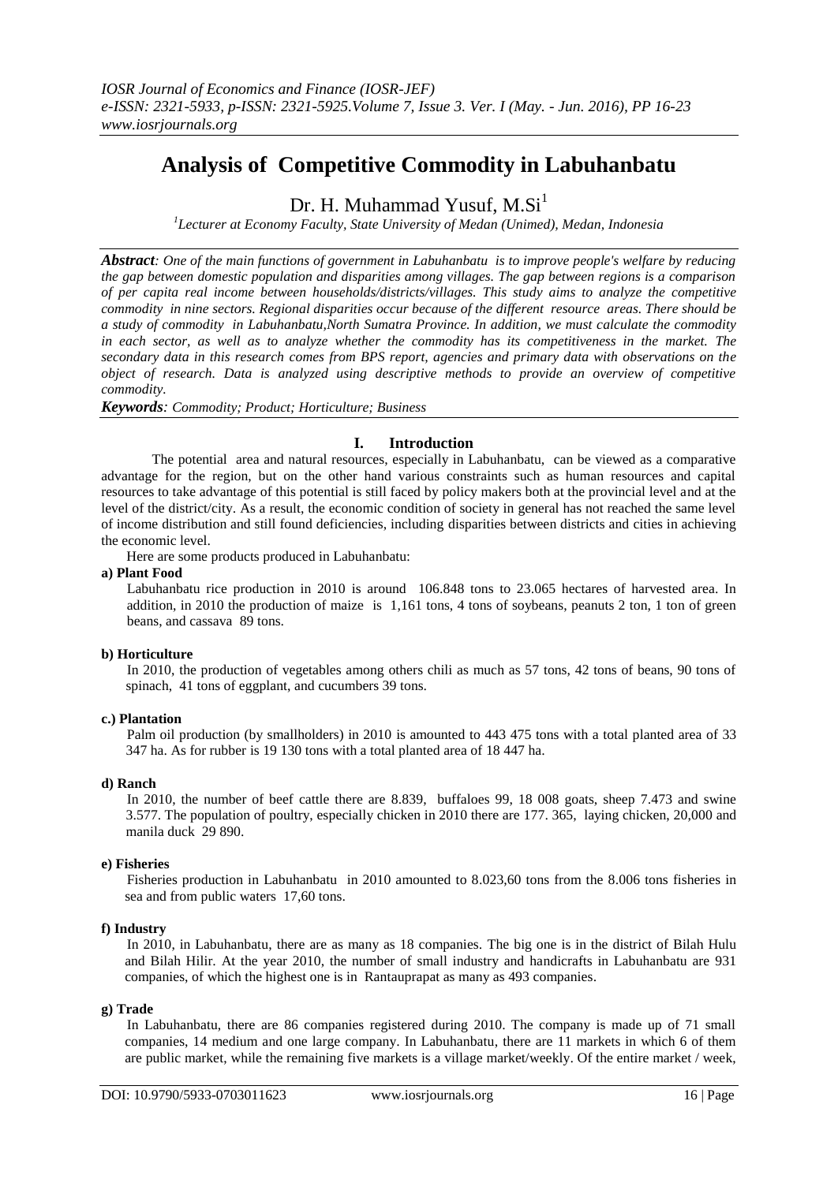# Analysis of Competitive Commodity in Labuhanbatu

Dr. H. Muhammad Yusuf, M.Si[1]

[1]Lecturer at Economy Faculty, State University of Medan (Unimed), Medan, Indonesia

***Abstract**: One of the main functions of government in Labuhanbatu is to improve people's welfare by reducing the gap between domestic population and disparities among villages. The gap between regions is a comparison of per capita real income between households/districts/villages. This study aims to analyze the competitive commodity in nine sectors. Regional disparities occur because of the different resource areas. There should be a study of commodity in Labuhanbatu,North Sumatra Province. In addition, we must calculate the commodity in each sector, as well as to analyze whether the commodity has its competitiveness in the market. The secondary data in this research comes from BPS report, agencies and primary data with observations on the object of research. Data is analyzed using descriptive methods to provide an overview of competitive commodity.*

***Keywords**: Commodity; Product; Horticulture; Business*

## I. Introduction

The potential area and natural resources, especially in Labuhanbatu, can be viewed as a comparative advantage for the region, but on the other hand various constraints such as human resources and capital resources to take advantage of this potential is still faced by policy makers both at the provincial level and at the level of the district/city. As a result, the economic condition of society in general has not reached the same level of income distribution and still found deficiencies, including disparities between districts and cities in achieving the economic level.

Here are some products produced in Labuhanbatu:

**a) Plant Food**

Labuhanbatu rice production in 2010 is around 106.848 tons to 23.065 hectares of harvested area. In addition, in 2010 the production of maize is 1,161 tons, 4 tons of soybeans, peanuts 2 ton, 1 ton of green beans, and cassava 89 tons.

**b) Horticulture**

In 2010, the production of vegetables among others chili as much as 57 tons, 42 tons of beans, 90 tons of spinach, 41 tons of eggplant, and cucumbers 39 tons.

**c.) Plantation**

Palm oil production (by smallholders) in 2010 is amounted to 443 475 tons with a total planted area of 33 347 ha. As for rubber is 19 130 tons with a total planted area of 18 447 ha.

**d) Ranch**

In 2010, the number of beef cattle there are 8.839, buffaloes 99, 18 008 goats, sheep 7.473 and swine 3.577. The population of poultry, especially chicken in 2010 there are 177. 365, laying chicken, 20,000 and manila duck 29 890.

**e) Fisheries**

Fisheries production in Labuhanbatu in 2010 amounted to 8.023,60 tons from the 8.006 tons fisheries in sea and from public waters 17,60 tons.

**f) Industry**

In 2010, in Labuhanbatu, there are as many as 18 companies. The big one is in the district of Bilah Hulu and Bilah Hilir. At the year 2010, the number of small industry and handicrafts in Labuhanbatu are 931 companies, of which the highest one is in Rantauprapat as many as 493 companies.

**g) Trade**

In Labuhanbatu, there are 86 companies registered during 2010. The company is made up of 71 small companies, 14 medium and one large company. In Labuhanbatu, there are 11 markets in which 6 of them are public market, while the remaining five markets is a village market/weekly. Of the entire market / week,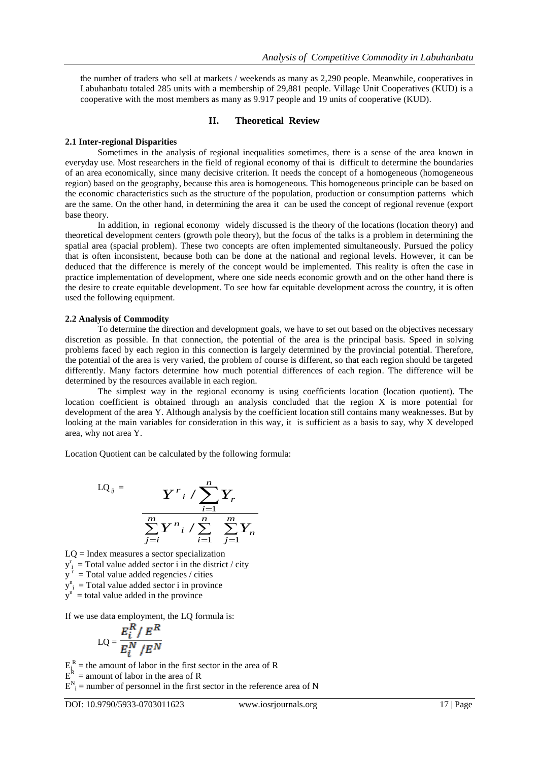the number of traders who sell at markets / weekends as many as 2,290 people. Meanwhile, cooperatives in Labuhanbatu totaled 285 units with a membership of 29,881 people. Village Unit Cooperatives (KUD) is a cooperative with the most members as many as 9.917 people and 19 units of cooperative (KUD).

## II. Theoretical Review

### 2.1 Inter-regional Disparities

Sometimes in the analysis of regional inequalities sometimes, there is a sense of the area known in everyday use. Most researchers in the field of regional economy of thai is difficult to determine the boundaries of an area economically, since many decisive criterion. It needs the concept of a homogeneous (homogeneous region) based on the geography, because this area is homogeneous. This homogeneous principle can be based on the economic characteristics such as the structure of the population, production or consumption patterns which are the same. On the other hand, in determining the area it can be used the concept of regional revenue (export base theory.

In addition, in regional economy widely discussed is the theory of the locations (location theory) and theoretical development centers (growth pole theory), but the focus of the talks is a problem in determining the spatial area (spacial problem). These two concepts are often implemented simultaneously. Pursued the policy that is often inconsistent, because both can be done at the national and regional levels. However, it can be deduced that the difference is merely of the concept would be implemented. This reality is often the case in practice implementation of development, where one side needs economic growth and on the other hand there is the desire to create equitable development. To see how far equitable development across the country, it is often used the following equipment.

### 2.2 Analysis of Commodity

To determine the direction and development goals, we have to set out based on the objectives necessary discretion as possible. In that connection, the potential of the area is the principal basis. Speed in solving problems faced by each region in this connection is largely determined by the provincial potential. Therefore, the potential of the area is very varied, the problem of course is different, so that each region should be targeted differently. Many factors determine how much potential differences of each region. The difference will be determined by the resources available in each region.

The simplest way in the regional economy is using coefficients location (location quotient). The location coefficient is obtained through an analysis concluded that the region X is more potential for development of the area Y. Although analysis by the coefficient location still contains many weaknesses. But by looking at the main variables for consideration in this way, it is sufficient as a basis to say, why X developed area, why not area Y.

Location Quotient can be calculated by the following formula:

$$LQ_{ij} = \frac{Y^{r}{}_{i} \, / \sum_{i=1}^{n} Y_{r}}{\sum_{j=i}^{m} Y^{n}{}_{i} \, / \sum_{i=1}^{n} \sum_{j=1}^{m} Y_{n}}$$

LQ = Index measures a sector specialization
$y^r_i$ = Total value added sector i in the district / city
$y^r$ = Total value added regencies / cities
$y^n_i$ = Total value added sector i in province
$y^n$ = total value added in the province

If we use data employment, the LQ formula is:

$$LQ = \frac{E_i^R / E^R}{E_i^N / E^N}$$

$E_i^R$ = the amount of labor in the first sector in the area of R
$E^R$ = amount of labor in the area of R
$E^N_i$ = number of personnel in the first sector in the reference area of N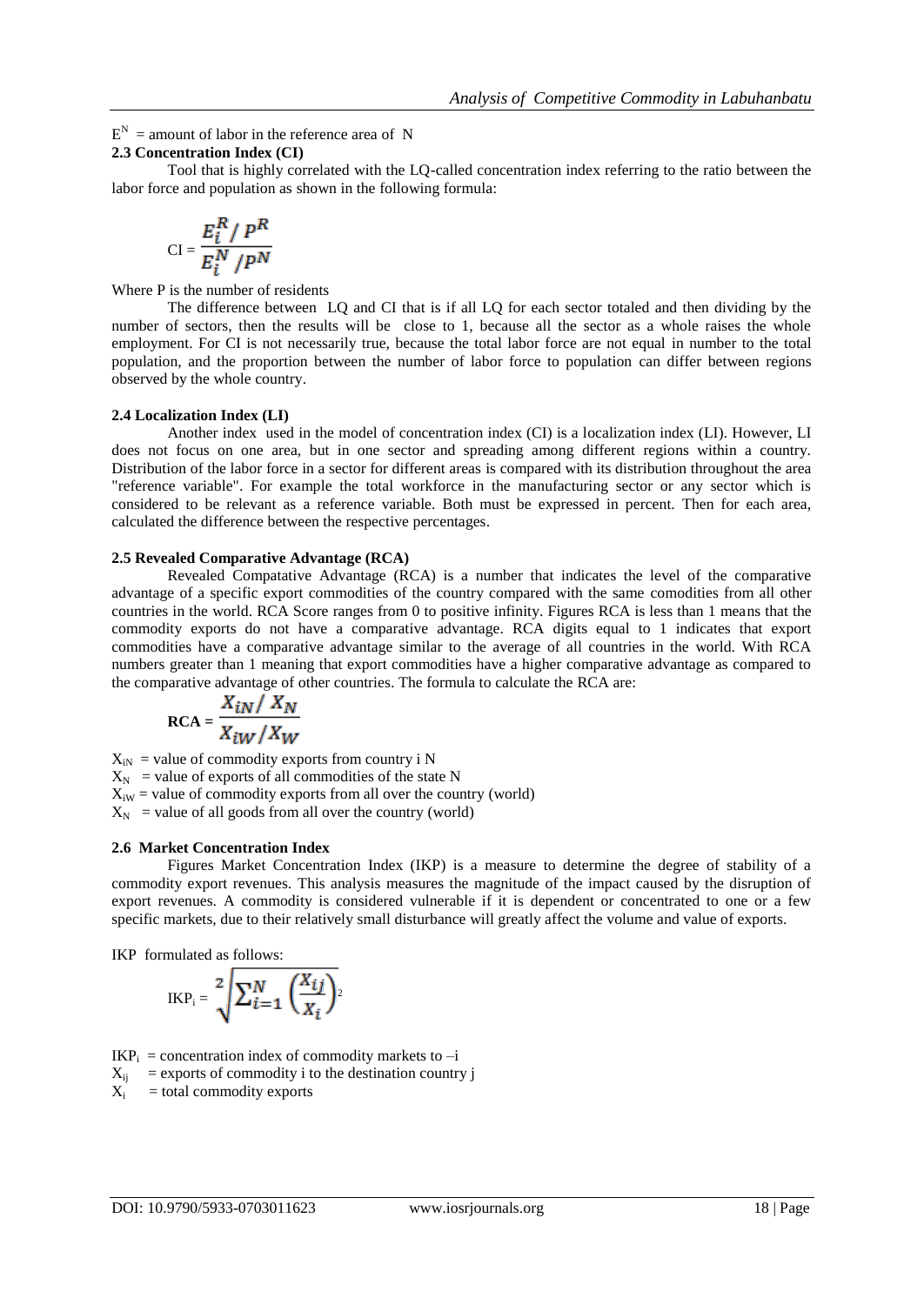$E^N$ = amount of labor in the reference area of N

### 2.3 Concentration Index (CI)

Tool that is highly correlated with the LQ-called concentration index referring to the ratio between the labor force and population as shown in the following formula:

$$CI = \frac{E_i^R / P^R}{E_i^N / P^N}$$

Where P is the number of residents

The difference between LQ and CI that is if all LQ for each sector totaled and then dividing by the number of sectors, then the results will be close to 1, because all the sector as a whole raises the whole employment. For CI is not necessarily true, because the total labor force are not equal in number to the total population, and the proportion between the number of labor force to population can differ between regions observed by the whole country.

### 2.4 Localization Index (LI)

Another index used in the model of concentration index (CI) is a localization index (LI). However, LI does not focus on one area, but in one sector and spreading among different regions within a country. Distribution of the labor force in a sector for different areas is compared with its distribution throughout the area "reference variable". For example the total workforce in the manufacturing sector or any sector which is considered to be relevant as a reference variable. Both must be expressed in percent. Then for each area, calculated the difference between the respective percentages.

### 2.5 Revealed Comparative Advantage (RCA)

Revealed Compatative Advantage (RCA) is a number that indicates the level of the comparative advantage of a specific export commodities of the country compared with the same comodities from all other countries in the world. RCA Score ranges from 0 to positive infinity. Figures RCA is less than 1 means that the commodity exports do not have a comparative advantage. RCA digits equal to 1 indicates that export commodities have a comparative advantage similar to the average of all countries in the world. With RCA numbers greater than 1 meaning that export commodities have a higher comparative advantage as compared to the comparative advantage of other countries. The formula to calculate the RCA are:

$$\textbf{RCA} = \frac{X_{iN} / X_N}{X_{iW} / X_W}$$

$X_{iN}$ = value of commodity exports from country i N

$X_N$ = value of exports of all commodities of the state N

$X_{iW}$ = value of commodity exports from all over the country (world)

$X_N$ = value of all goods from all over the country (world)

### 2.6 Market Concentration Index

Figures Market Concentration Index (IKP) is a measure to determine the degree of stability of a commodity export revenues. This analysis measures the magnitude of the impact caused by the disruption of export revenues. A commodity is considered vulnerable if it is dependent or concentrated to one or a few specific markets, due to their relatively small disturbance will greatly affect the volume and value of exports.

IKP formulated as follows:

$$IKP_i = \sqrt[2]{\sum_{i=1}^{N} \left(\frac{X_{ij}}{X_i}\right)^2}$$

$IKP_i$ = concentration index of commodity markets to –i

$X_{ij}$ = exports of commodity i to the destination country j

$X_i$ = total commodity exports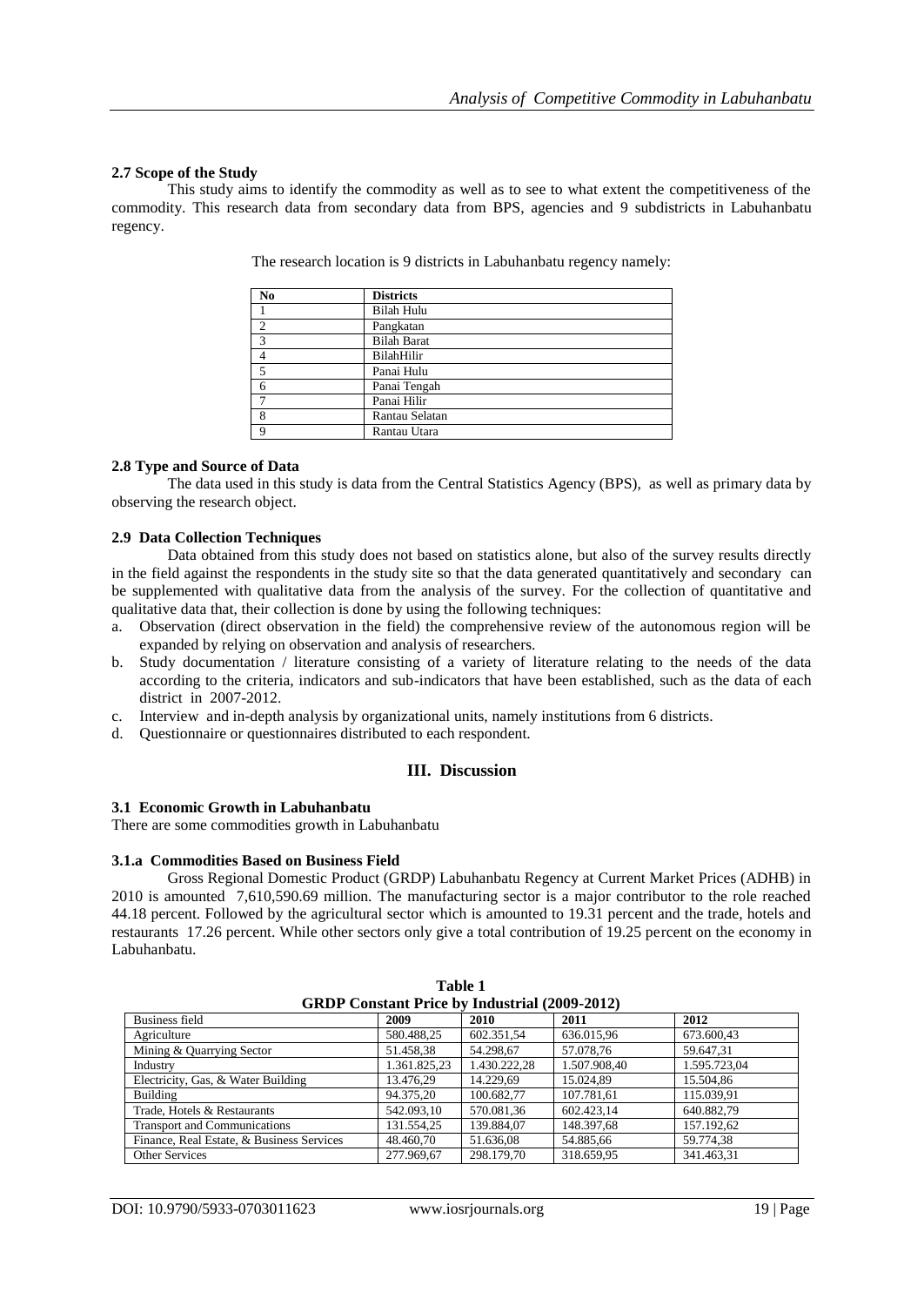### 2.7 Scope of the Study

This study aims to identify the commodity as well as to see to what extent the competitiveness of the commodity. This research data from secondary data from BPS, agencies and 9 subdistricts in Labuhanbatu regency.

The research location is 9 districts in Labuhanbatu regency namely:

| No | Districts |
|---|---|
| 1 | Bilah Hulu |
| 2 | Pangkatan |
| 3 | Bilah Barat |
| 4 | BilahHilir |
| 5 | Panai Hulu |
| 6 | Panai Tengah |
| 7 | Panai Hilir |
| 8 | Rantau Selatan |
| 9 | Rantau Utara |

### 2.8 Type and Source of Data

The data used in this study is data from the Central Statistics Agency (BPS), as well as primary data by observing the research object.

### 2.9 Data Collection Techniques

Data obtained from this study does not based on statistics alone, but also of the survey results directly in the field against the respondents in the study site so that the data generated quantitatively and secondary can be supplemented with qualitative data from the analysis of the survey. For the collection of quantitative and qualitative data that, their collection is done by using the following techniques:

a. Observation (direct observation in the field) the comprehensive review of the autonomous region will be expanded by relying on observation and analysis of researchers.
b. Study documentation / literature consisting of a variety of literature relating to the needs of the data according to the criteria, indicators and sub-indicators that have been established, such as the data of each district in 2007-2012.
c. Interview and in-depth analysis by organizational units, namely institutions from 6 districts.
d. Questionnaire or questionnaires distributed to each respondent.

## III. Discussion

### 3.1 Economic Growth in Labuhanbatu

There are some commodities growth in Labuhanbatu

#### 3.1.a Commodities Based on Business Field

Gross Regional Domestic Product (GRDP) Labuhanbatu Regency at Current Market Prices (ADHB) in 2010 is amounted 7,610,590.69 million. The manufacturing sector is a major contributor to the role reached 44.18 percent. Followed by the agricultural sector which is amounted to 19.31 percent and the trade, hotels and restaurants 17.26 percent. While other sectors only give a total contribution of 19.25 percent on the economy in Labuhanbatu.

**Table 1**
**GRDP Constant Price by Industrial (2009-2012)**

| Business field | 2009 | 2010 | 2011 | 2012 |
|---|---|---|---|---|
| Agriculture | 580.488,25 | 602.351,54 | 636.015,96 | 673.600,43 |
| Mining & Quarrying Sector | 51.458,38 | 54.298,67 | 57.078,76 | 59.647,31 |
| Industry | 1.361.825,23 | 1.430.222,28 | 1.507.908,40 | 1.595.723,04 |
| Electricity, Gas, & Water Building | 13.476,29 | 14.229,69 | 15.024,89 | 15.504,86 |
| Building | 94.375,20 | 100.682,77 | 107.781,61 | 115.039,91 |
| Trade, Hotels & Restaurants | 542.093,10 | 570.081,36 | 602.423,14 | 640.882,79 |
| Transport and Communications | 131.554,25 | 139.884,07 | 148.397,68 | 157.192,62 |
| Finance, Real Estate, & Business Services | 48.460,70 | 51.636,08 | 54.885,66 | 59.774,38 |
| Other Services | 277.969,67 | 298.179,70 | 318.659,95 | 341.463,31 |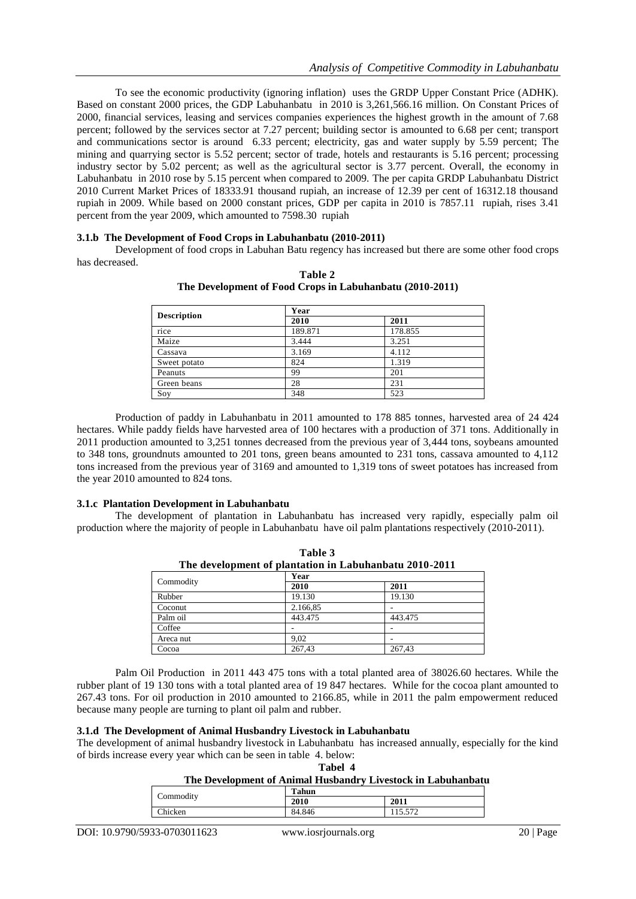To see the economic productivity (ignoring inflation) uses the GRDP Upper Constant Price (ADHK). Based on constant 2000 prices, the GDP Labuhanbatu in 2010 is 3,261,566.16 million. On Constant Prices of 2000, financial services, leasing and services companies experiences the highest growth in the amount of 7.68 percent; followed by the services sector at 7.27 percent; building sector is amounted to 6.68 per cent; transport and communications sector is around 6.33 percent; electricity, gas and water supply by 5.59 percent; The mining and quarrying sector is 5.52 percent; sector of trade, hotels and restaurants is 5.16 percent; processing industry sector by 5.02 percent; as well as the agricultural sector is 3.77 percent. Overall, the economy in Labuhanbatu in 2010 rose by 5.15 percent when compared to 2009. The per capita GRDP Labuhanbatu District 2010 Current Market Prices of 18333.91 thousand rupiah, an increase of 12.39 per cent of 16312.18 thousand rupiah in 2009. While based on 2000 constant prices, GDP per capita in 2010 is 7857.11 rupiah, rises 3.41 percent from the year 2009, which amounted to 7598.30 rupiah

### 3.1.b The Development of Food Crops in Labuhanbatu (2010-2011)

Development of food crops in Labuhan Batu regency has increased but there are some other food crops has decreased.

**Table 2**
**The Development of Food Crops in Labuhanbatu (2010-2011)**

| Description | Year | |
|---|---|---|
| | 2010 | 2011 |
| rice | 189.871 | 178.855 |
| Maize | 3.444 | 3.251 |
| Cassava | 3.169 | 4.112 |
| Sweet potato | 824 | 1.319 |
| Peanuts | 99 | 201 |
| Green beans | 28 | 231 |
| Soy | 348 | 523 |

Production of paddy in Labuhanbatu in 2011 amounted to 178 885 tonnes, harvested area of 24 424 hectares. While paddy fields have harvested area of 100 hectares with a production of 371 tons. Additionally in 2011 production amounted to 3,251 tonnes decreased from the previous year of 3,444 tons, soybeans amounted to 348 tons, groundnuts amounted to 201 tons, green beans amounted to 231 tons, cassava amounted to 4,112 tons increased from the previous year of 3169 and amounted to 1,319 tons of sweet potatoes has increased from the year 2010 amounted to 824 tons.

### 3.1.c Plantation Development in Labuhanbatu

The development of plantation in Labuhanbatu has increased very rapidly, especially palm oil production where the majority of people in Labuhanbatu have oil palm plantations respectively (2010-2011).

**Table 3**
**The development of plantation in Labuhanbatu 2010-2011**

| Commodity | Year | |
|---|---|---|
| | 2010 | 2011 |
| Rubber | 19.130 | 19.130 |
| Coconut | 2.166,85 | - |
| Palm oil | 443.475 | 443.475 |
| Coffee | - | - |
| Areca nut | 9,02 | - |
| Cocoa | 267,43 | 267,43 |

Palm Oil Production in 2011 443 475 tons with a total planted area of 38026.60 hectares. While the rubber plant of 19 130 tons with a total planted area of 19 847 hectares. While for the cocoa plant amounted to 267.43 tons. For oil production in 2010 amounted to 2166.85, while in 2011 the palm empowerment reduced because many people are turning to plant oil palm and rubber.

### 3.1.d The Development of Animal Husbandry Livestock in Labuhanbatu

The development of animal husbandry livestock in Labuhanbatu has increased annually, especially for the kind of birds increase every year which can be seen in table 4. below:

**Tabel 4**
**The Development of Animal Husbandry Livestock in Labuhanbatu**

| Commodity | Tahun | |
|---|---|---|
| | 2010 | 2011 |
| Chicken | 84.846 | 115.572 |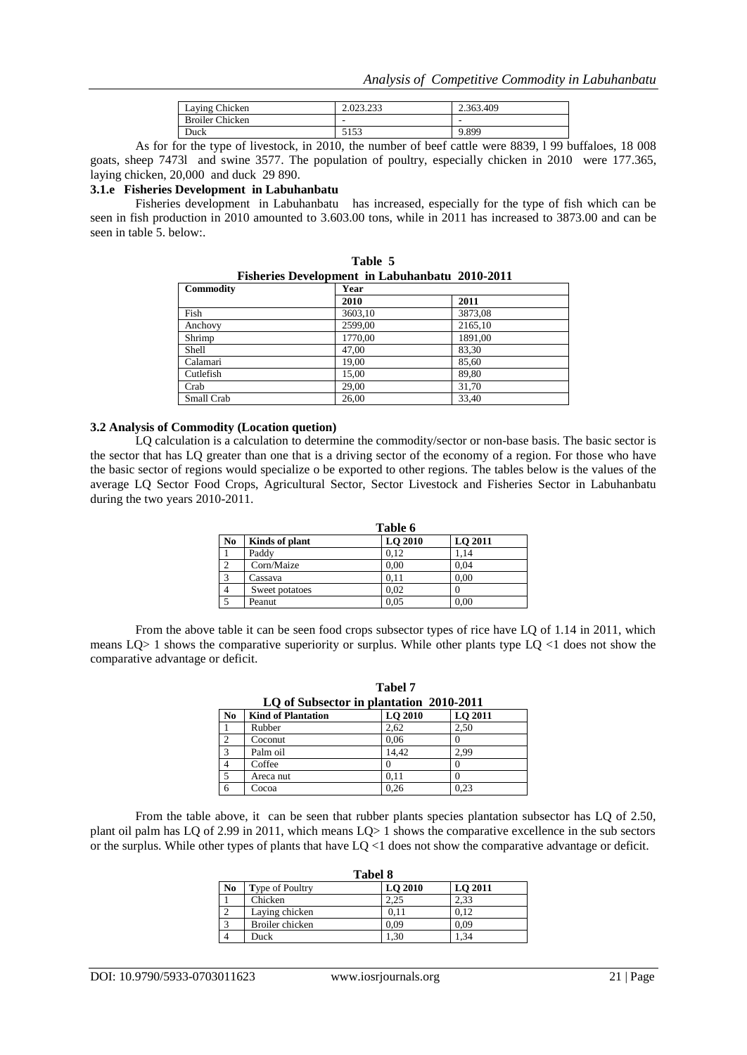| Laying Chicken | 2.023.233 | 2.363.409 |
|---|---|---|
| Broiler Chicken | - | - |
| Duck | 5153 | 9.899 |

As for for the type of livestock, in 2010, the number of beef cattle were 8839, l 99 buffaloes, 18 008 goats, sheep 7473l and swine 3577. The population of poultry, especially chicken in 2010 were 177.365, laying chicken, 20,000 and duck 29 890.

### 3.1.e Fisheries Development in Labuhanbatu

Fisheries development in Labuhanbatu has increased, especially for the type of fish which can be seen in fish production in 2010 amounted to 3.603.00 tons, while in 2011 has increased to 3873.00 and can be seen in table 5. below:.

**Table 5**
**Fisheries Development in Labuhanbatu 2010-2011**

| Commodity | Year | |
|---|---|---|
| | 2010 | 2011 |
| Fish | 3603,10 | 3873,08 |
| Anchovy | 2599,00 | 2165,10 |
| Shrimp | 1770,00 | 1891,00 |
| Shell | 47,00 | 83,30 |
| Calamari | 19,00 | 85,60 |
| Cutlefish | 15,00 | 89,80 |
| Crab | 29,00 | 31,70 |
| Small Crab | 26,00 | 33,40 |

### 3.2 Analysis of Commodity (Location quetion)

LQ calculation is a calculation to determine the commodity/sector or non-base basis. The basic sector is the sector that has LQ greater than one that is a driving sector of the economy of a region. For those who have the basic sector of regions would specialize o be exported to other regions. The tables below is the values of the average LQ Sector Food Crops, Agricultural Sector, Sector Livestock and Fisheries Sector in Labuhanbatu during the two years 2010-2011.

**Table 6**

| No | Kinds of plant | LQ 2010 | LQ 2011 |
|---|---|---|---|
| 1 | Paddy | 0,12 | 1,14 |
| 2 | Corn/Maize | 0,00 | 0,04 |
| 3 | Cassava | 0,11 | 0,00 |
| 4 | Sweet potatoes | 0,02 | 0 |
| 5 | Peanut | 0,05 | 0,00 |

From the above table it can be seen that food crops subsector types of rice have LQ of 1.14 in 2011, which means LQ> 1 shows the comparative superiority or surplus. While other plants type LQ <1 does not show the comparative advantage or deficit.

**Tabel 7**
**LQ of Subsector in plantation 2010-2011**

| No | Kind of Plantation | LQ 2010 | LQ 2011 |
|---|---|---|---|
| 1 | Rubber | 2,62 | 2,50 |
| 2 | Coconut | 0,06 | 0 |
| 3 | Palm oil | 14,42 | 2,99 |
| 4 | Coffee | 0 | 0 |
| 5 | Areca nut | 0,11 | 0 |
| 6 | Cocoa | 0,26 | 0,23 |

From the table above, it can be seen that rubber plants species plantation subsector has LQ of 2.50, plant oil palm has LQ of 2.99 in 2011, which means LQ> 1 shows the comparative excellence in the sub sectors or the surplus. While other types of plants that have LQ <1 does not show the comparative advantage or deficit.

**Tabel 8**

| No | Type of Poultry | LQ 2010 | LQ 2011 |
|---|---|---|---|
| 1 | Chicken | 2,25 | 2,33 |
| 2 | Laying chicken | 0,11 | 0,12 |
| 3 | Broiler chicken | 0,09 | 0,09 |
| 4 | Duck | 1,30 | 1,34 |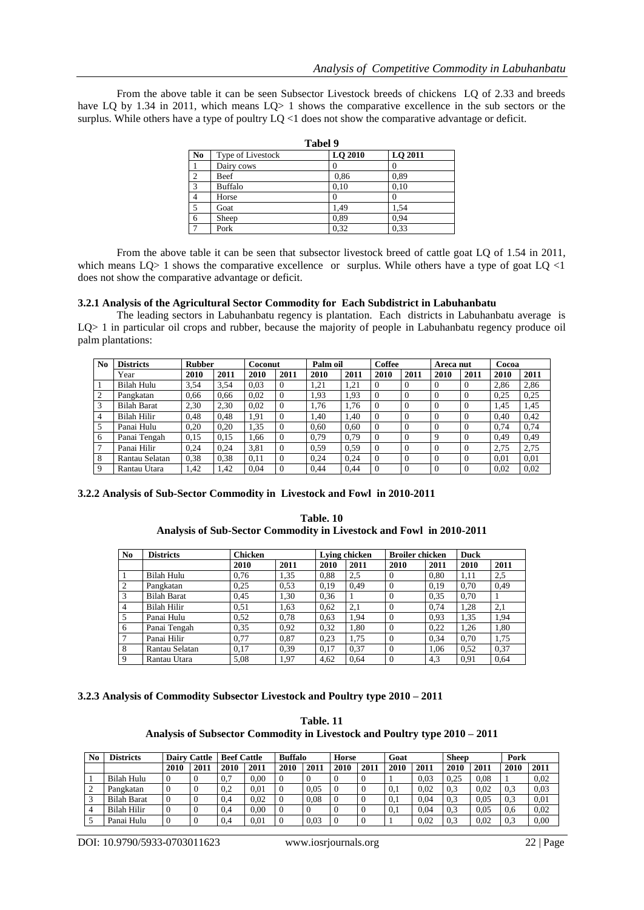From the above table it can be seen Subsector Livestock breeds of chickens LQ of 2.33 and breeds have LQ by 1.34 in 2011, which means LQ> 1 shows the comparative excellence in the sub sectors or the surplus. While others have a type of poultry LQ <1 does not show the comparative advantage or deficit.

**Tabel 9**

| No | Type of Livestock | LQ 2010 | LQ 2011 |
|---|---|---|---|
| 1 | Dairy cows | 0 | 0 |
| 2 | Beef | 0,86 | 0,89 |
| 3 | Buffalo | 0,10 | 0,10 |
| 4 | Horse | 0 | 0 |
| 5 | Goat | 1,49 | 1,54 |
| 6 | Sheep | 0,89 | 0,94 |
| 7 | Pork | 0,32 | 0,33 |

From the above table it can be seen that subsector livestock breed of cattle goat LQ of 1.54 in 2011, which means LQ> 1 shows the comparative excellence or surplus. While others have a type of goat LQ <1 does not show the comparative advantage or deficit.

### 3.2.1 Analysis of the Agricultural Sector Commodity for Each Subdistrict in Labuhanbatu

The leading sectors in Labuhanbatu regency is plantation. Each districts in Labuhanbatu average is LQ> 1 in particular oil crops and rubber, because the majority of people in Labuhanbatu regency produce oil palm plantations:

| No | Districts | Rubber | | Coconut | | Palm oil | | Coffee | | Areca nut | | Cocoa | |
|---|---|---|---|---|---|---|---|---|---|---|---|---|---|
| | Year | 2010 | 2011 | 2010 | 2011 | 2010 | 2011 | 2010 | 2011 | 2010 | 2011 | 2010 | 2011 |
| 1 | Bilah Hulu | 3,54 | 3,54 | 0,03 | 0 | 1,21 | 1,21 | 0 | 0 | 0 | 0 | 2,86 | 2,86 |
| 2 | Pangkatan | 0,66 | 0,66 | 0,02 | 0 | 1,93 | 1,93 | 0 | 0 | 0 | 0 | 0,25 | 0,25 |
| 3 | Bilah Barat | 2,30 | 2,30 | 0,02 | 0 | 1,76 | 1,76 | 0 | 0 | 0 | 0 | 1,45 | 1,45 |
| 4 | Bilah Hilir | 0,48 | 0,48 | 1,91 | 0 | 1,40 | 1,40 | 0 | 0 | 0 | 0 | 0,40 | 0,42 |
| 5 | Panai Hulu | 0,20 | 0,20 | 1,35 | 0 | 0,60 | 0,60 | 0 | 0 | 0 | 0 | 0,74 | 0,74 |
| 6 | Panai Tengah | 0,15 | 0,15 | 1,66 | 0 | 0,79 | 0,79 | 0 | 0 | 9 | 0 | 0,49 | 0,49 |
| 7 | Panai Hilir | 0,24 | 0,24 | 3,81 | 0 | 0,59 | 0,59 | 0 | 0 | 0 | 0 | 2,75 | 2,75 |
| 8 | Rantau Selatan | 0,38 | 0,38 | 0,11 | 0 | 0,24 | 0,24 | 0 | 0 | 0 | 0 | 0,01 | 0,01 |
| 9 | Rantau Utara | 1,42 | 1,42 | 0,04 | 0 | 0,44 | 0,44 | 0 | 0 | 0 | 0 | 0,02 | 0,02 |

### 3.2.2 Analysis of Sub-Sector Commodity in Livestock and Fowl in 2010-2011

**Table. 10**
**Analysis of Sub-Sector Commodity in Livestock and Fowl in 2010-2011**

| No | Districts | Chicken | | Lying chicken | | Broiler chicken | | Duck | |
|---|---|---|---|---|---|---|---|---|---|
| | | 2010 | 2011 | 2010 | 2011 | 2010 | 2011 | 2010 | 2011 |
| 1 | Bilah Hulu | 0,76 | 1,35 | 0,88 | 2,5 | 0 | 0,80 | 1,11 | 2,5 |
| 2 | Pangkatan | 0,25 | 0,53 | 0,19 | 0,49 | 0 | 0,19 | 0,70 | 0,49 |
| 3 | Bilah Barat | 0,45 | 1,30 | 0,36 | 1 | 0 | 0,35 | 0,70 | 1 |
| 4 | Bilah Hilir | 0,51 | 1,63 | 0,62 | 2,1 | 0 | 0,74 | 1,28 | 2,1 |
| 5 | Panai Hulu | 0,52 | 0,78 | 0,63 | 1,94 | 0 | 0,93 | 1,35 | 1,94 |
| 6 | Panai Tengah | 0,35 | 0,92 | 0,32 | 1,80 | 0 | 0,22 | 1,26 | 1,80 |
| 7 | Panai Hilir | 0,77 | 0,87 | 0,23 | 1,75 | 0 | 0,34 | 0,70 | 1,75 |
| 8 | Rantau Selatan | 0,17 | 0,39 | 0,17 | 0,37 | 0 | 1,06 | 0,52 | 0,37 |
| 9 | Rantau Utara | 5,08 | 1,97 | 4,62 | 0,64 | 0 | 4,3 | 0,91 | 0,64 |

### 3.2.3 Analysis of Commodity Subsector Livestock and Poultry type 2010 – 2011

**Table. 11**
**Analysis of Subsector Commodity in Livestock and Poultry type 2010 – 2011**

| No | Districts | Dairy Cattle | | Beef Cattle | | Buffalo | | Horse | | Goat | | Sheep | | Pork | |
|---|---|---|---|---|---|---|---|---|---|---|---|---|---|---|---|
| | | 2010 | 2011 | 2010 | 2011 | 2010 | 2011 | 2010 | 2011 | 2010 | 2011 | 2010 | 2011 | 2010 | 2011 |
| 1 | Bilah Hulu | 0 | 0 | 0,7 | 0,00 | 0 | 0 | 0 | 0 | 1 | 0,03 | 0,25 | 0,08 | 1 | 0,02 |
| 2 | Pangkatan | 0 | 0 | 0,2 | 0,01 | 0 | 0,05 | 0 | 0 | 0,1 | 0,02 | 0,3 | 0,02 | 0,3 | 0,03 |
| 3 | Bilah Barat | 0 | 0 | 0,4 | 0,02 | 0 | 0,08 | 0 | 0 | 0,1 | 0,04 | 0,3 | 0,05 | 0,3 | 0,01 |
| 4 | Bilah Hilir | 0 | 0 | 0,4 | 0,00 | 0 | 0 | 0 | 0 | 0,1 | 0,04 | 0,3 | 0,05 | 0,6 | 0,02 |
| 5 | Panai Hulu | 0 | 0 | 0,4 | 0,01 | 0 | 0,03 | 0 | 0 | 1 | 0,02 | 0,3 | 0,02 | 0,3 | 0,00 |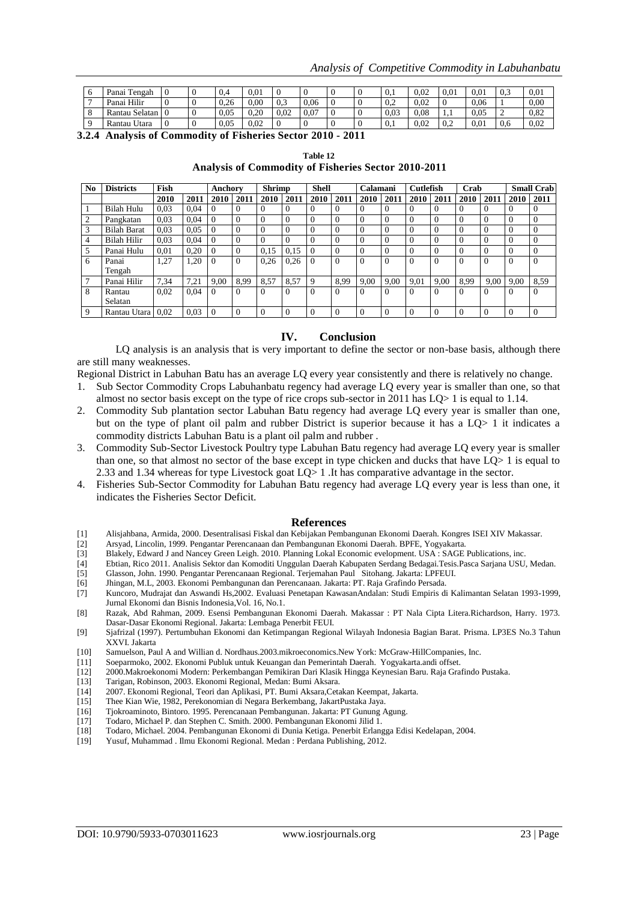| | | | | | | | | | | | | | | | | | |
|---|---|---|---|---|---|---|---|---|---|---|---|---|---|---|---|---|---|
| 6 | Panai Tengah | 0 | 0 | 0,4 | 0,01 | 0 | 0 | 0 | 0 | 0,1 | 0,02 | 0,01 | 0,01 | 0,3 | 0,01 |
| 7 | Panai Hilir | 0 | 0 | 0,26 | 0,00 | 0,3 | 0,06 | 0 | 0 | 0,2 | 0,02 | 0 | 0,06 | 1 | 0,00 |
| 8 | Rantau Selatan | 0 | 0 | 0,05 | 0,20 | 0,02 | 0,07 | 0 | 0 | 0,03 | 0,08 | 1,1 | 0,05 | 2 | 0,82 |
| 9 | Rantau Utara | 0 | 0 | 0,05 | 0,02 | 0 | 0 | 0 | 0 | 0,1 | 0,02 | 0,2 | 0,01 | 0,6 | 0,02 |

### 3.2.4 Analysis of Commodity of Fisheries Sector 2010 - 2011

**Table 12**
**Analysis of Commodity of Fisheries Sector 2010-2011**

| No | Districts | Fish | | Anchory | | Shrimp | | Shell | | Calamani | | Cutlefish | | Crab | | Small Crab | |
|---|---|---|---|---|---|---|---|---|---|---|---|---|---|---|---|---|---|
| | | 2010 | 2011 | 2010 | 2011 | 2010 | 2011 | 2010 | 2011 | 2010 | 2011 | 2010 | 2011 | 2010 | 2011 | 2010 | 2011 |
| 1 | Bilah Hulu | 0,03 | 0,04 | 0 | 0 | 0 | 0 | 0 | 0 | 0 | 0 | 0 | 0 | 0 | 0 | 0 | 0 |
| 2 | Pangkatan | 0,03 | 0,04 | 0 | 0 | 0 | 0 | 0 | 0 | 0 | 0 | 0 | 0 | 0 | 0 | 0 | 0 |
| 3 | Bilah Barat | 0,03 | 0,05 | 0 | 0 | 0 | 0 | 0 | 0 | 0 | 0 | 0 | 0 | 0 | 0 | 0 | 0 |
| 4 | Bilah Hilir | 0,03 | 0,04 | 0 | 0 | 0 | 0 | 0 | 0 | 0 | 0 | 0 | 0 | 0 | 0 | 0 | 0 |
| 5 | Panai Hulu | 0,01 | 0,20 | 0 | 0 | 0,15 | 0,15 | 0 | 0 | 0 | 0 | 0 | 0 | 0 | 0 | 0 | 0 |
| 6 | Panai Tengah | 1,27 | 1,20 | 0 | 0 | 0,26 | 0,26 | 0 | 0 | 0 | 0 | 0 | 0 | 0 | 0 | 0 | 0 |
| 7 | Panai Hilir | 7,34 | 7,21 | 9,00 | 8,99 | 8,57 | 8,57 | 9 | 8,99 | 9,00 | 9,00 | 9,01 | 9,00 | 8,99 | 9,00 | 9,00 | 8,59 |
| 8 | Rantau Selatan | 0,02 | 0,04 | 0 | 0 | 0 | 0 | 0 | 0 | 0 | 0 | 0 | 0 | 0 | 0 | 0 | 0 |
| 9 | Rantau Utara | 0,02 | 0,03 | 0 | 0 | 0 | 0 | 0 | 0 | 0 | 0 | 0 | 0 | 0 | 0 | 0 | 0 |

## IV. Conclusion

LQ analysis is an analysis that is very important to define the sector or non-base basis, although there are still many weaknesses.

Regional District in Labuhan Batu has an average LQ every year consistently and there is relatively no change.

1. Sub Sector Commodity Crops Labuhanbatu regency had average LQ every year is smaller than one, so that almost no sector basis except on the type of rice crops sub-sector in 2011 has LQ> 1 is equal to 1.14.
2. Commodity Sub plantation sector Labuhan Batu regency had average LQ every year is smaller than one, but on the type of plant oil palm and rubber District is superior because it has a LQ> 1 it indicates a commodity districts Labuhan Batu is a plant oil palm and rubber .
3. Commodity Sub-Sector Livestock Poultry type Labuhan Batu regency had average LQ every year is smaller than one, so that almost no sector of the base except in type chicken and ducks that have LQ> 1 is equal to 2.33 and 1.34 whereas for type Livestock goat LQ> 1 .It has comparative advantage in the sector.
4. Fisheries Sub-Sector Commodity for Labuhan Batu regency had average LQ every year is less than one, it indicates the Fisheries Sector Deficit.

## References

[1] Alisjahbana, Armida, 2000. Desentralisasi Fiskal dan Kebijakan Pembangunan Ekonomi Daerah. Kongres ISEI XIV Makassar.
[2] Arsyad, Lincolin, 1999. Pengantar Perencanaan dan Pembangunan Ekonomi Daerah. BPFE, Yogyakarta.
[3] Blakely, Edward J and Nancey Green Leigh. 2010. Planning Lokal Economic evelopment. USA : SAGE Publications, inc.
[4] Ebtian, Rico 2011. Analisis Sektor dan Komoditi Unggulan Daerah Kabupaten Serdang Bedagai.Tesis.Pasca Sarjana USU, Medan.
[5] Glasson, John. 1990. Pengantar Perencanaan Regional. Terjemahan Paul Sitohang. Jakarta: LPFEUI.
[6] Jhingan, M.L, 2003. Ekonomi Pembangunan dan Perencanaan. Jakarta: PT. Raja Grafindo Persada.
[7] Kuncoro, Mudrajat dan Aswandi Hs,2002. Evaluasi Penetapan KawasanAndalan: Studi Empiris di Kalimantan Selatan 1993-1999, Jurnal Ekonomi dan Bisnis Indonesia,Vol. 16, No.1.
[8] Razak, Abd Rahman, 2009. Esensi Pembangunan Ekonomi Daerah. Makassar : PT Nala Cipta Litera.Richardson, Harry. 1973. Dasar-Dasar Ekonomi Regional. Jakarta: Lembaga Penerbit FEUI.
[9] Sjafrizal (1997). Pertumbuhan Ekonomi dan Ketimpangan Regional Wilayah Indonesia Bagian Barat. Prisma. LP3ES No.3 Tahun XXVI. Jakarta
[10] Samuelson, Paul A and Willian d. Nordhaus.2003.mikroeconomics.New York: McGraw-HillCompanies, Inc.
[11] Soeparmoko, 2002. Ekonomi Publuk untuk Keuangan dan Pemerintah Daerah. Yogyakarta.andi offset.
[12] 2000.Makroekonomi Modern: Perkembangan Pemikiran Dari Klasik Hingga Keynesian Baru. Raja Grafindo Pustaka.
[13] Tarigan, Robinson, 2003. Ekonomi Regional, Medan: Bumi Aksara.
[14] 2007. Ekonomi Regional, Teori dan Aplikasi, PT. Bumi Aksara,Cetakan Keempat, Jakarta.
[15] Thee Kian Wie, 1982, Perekonomian di Negara Berkembang, JakartPustaka Jaya.
[16] Tjokroaminoto, Bintoro. 1995. Perencanaan Pembangunan. Jakarta: PT Gunung Agung.
[17] Todaro, Michael P. dan Stephen C. Smith. 2000. Pembangunan Ekonomi Jilid 1.
[18] Todaro, Michael. 2004. Pembangunan Ekonomi di Dunia Ketiga. Penerbit Erlangga Edisi Kedelapan, 2004.
[19] Yusuf, Muhammad . Ilmu Ekonomi Regional. Medan : Perdana Publishing, 2012.